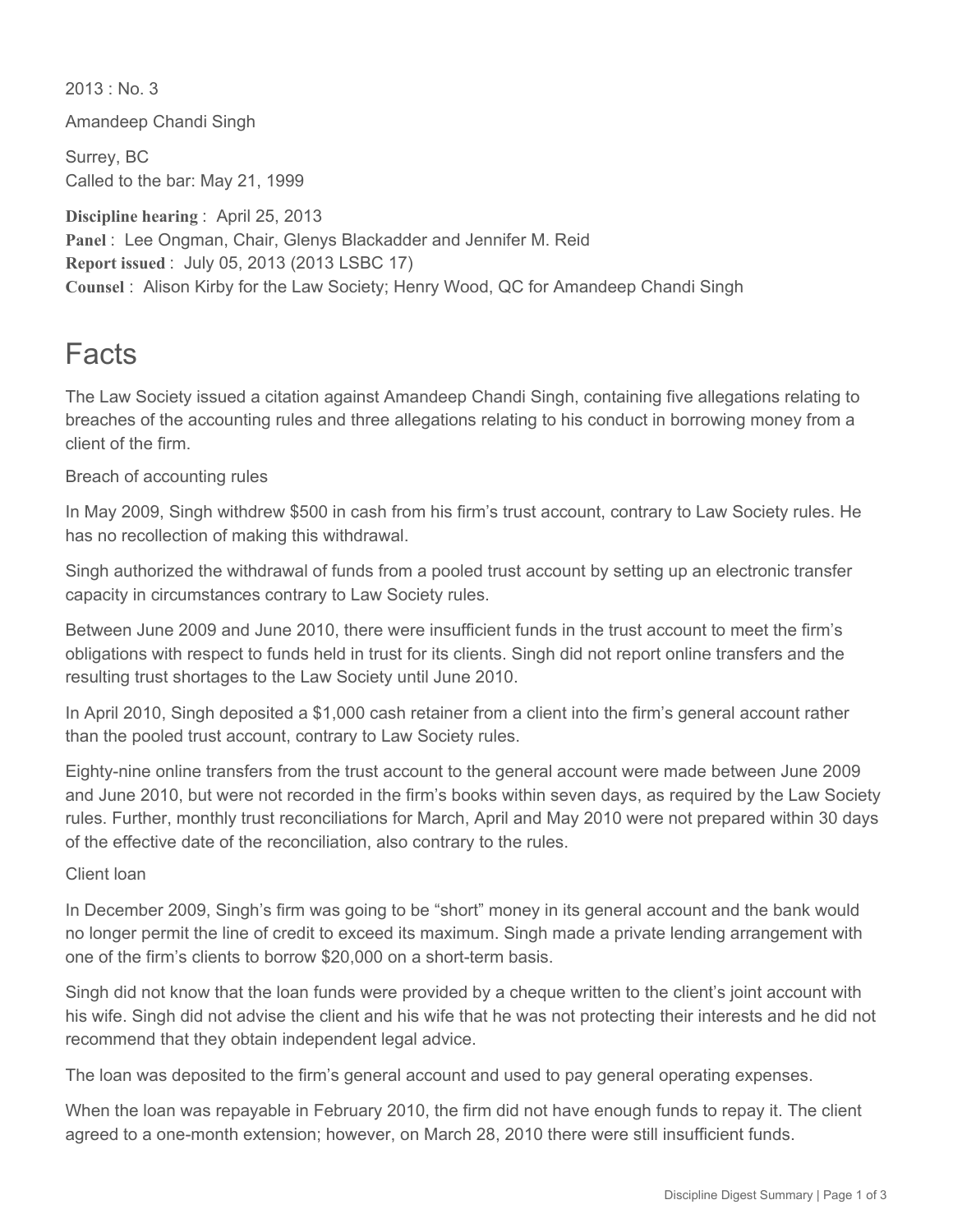2013 : No. 3

Amandeep Chandi Singh

Surrey, BC
Called to the bar: May 21, 1999

**Discipline hearing** : April 25, 2013
**Panel** : Lee Ongman, Chair, Glenys Blackadder and Jennifer M. Reid
**Report issued** : July 05, 2013 (2013 LSBC 17)
**Counsel** : Alison Kirby for the Law Society; Henry Wood, QC for Amandeep Chandi Singh

# Facts

The Law Society issued a citation against Amandeep Chandi Singh, containing five allegations relating to breaches of the accounting rules and three allegations relating to his conduct in borrowing money from a client of the firm.

Breach of accounting rules

In May 2009, Singh withdrew $500 in cash from his firm's trust account, contrary to Law Society rules. He has no recollection of making this withdrawal.

Singh authorized the withdrawal of funds from a pooled trust account by setting up an electronic transfer capacity in circumstances contrary to Law Society rules.

Between June 2009 and June 2010, there were insufficient funds in the trust account to meet the firm's obligations with respect to funds held in trust for its clients. Singh did not report online transfers and the resulting trust shortages to the Law Society until June 2010.

In April 2010, Singh deposited a $1,000 cash retainer from a client into the firm's general account rather than the pooled trust account, contrary to Law Society rules.

Eighty-nine online transfers from the trust account to the general account were made between June 2009 and June 2010, but were not recorded in the firm's books within seven days, as required by the Law Society rules. Further, monthly trust reconciliations for March, April and May 2010 were not prepared within 30 days of the effective date of the reconciliation, also contrary to the rules.

Client loan

In December 2009, Singh's firm was going to be "short" money in its general account and the bank would no longer permit the line of credit to exceed its maximum. Singh made a private lending arrangement with one of the firm's clients to borrow $20,000 on a short-term basis.

Singh did not know that the loan funds were provided by a cheque written to the client's joint account with his wife. Singh did not advise the client and his wife that he was not protecting their interests and he did not recommend that they obtain independent legal advice.

The loan was deposited to the firm's general account and used to pay general operating expenses.

When the loan was repayable in February 2010, the firm did not have enough funds to repay it. The client agreed to a one-month extension; however, on March 28, 2010 there were still insufficient funds.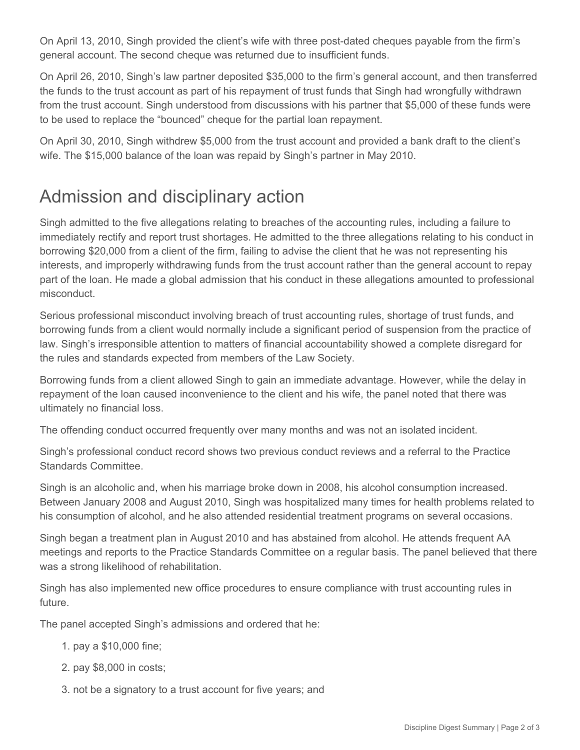On April 13, 2010, Singh provided the client's wife with three post-dated cheques payable from the firm's general account. The second cheque was returned due to insufficient funds.

On April 26, 2010, Singh's law partner deposited $35,000 to the firm's general account, and then transferred the funds to the trust account as part of his repayment of trust funds that Singh had wrongfully withdrawn from the trust account. Singh understood from discussions with his partner that $5,000 of these funds were to be used to replace the "bounced" cheque for the partial loan repayment.

On April 30, 2010, Singh withdrew $5,000 from the trust account and provided a bank draft to the client's wife. The $15,000 balance of the loan was repaid by Singh's partner in May 2010.

## Admission and disciplinary action

Singh admitted to the five allegations relating to breaches of the accounting rules, including a failure to immediately rectify and report trust shortages. He admitted to the three allegations relating to his conduct in borrowing $20,000 from a client of the firm, failing to advise the client that he was not representing his interests, and improperly withdrawing funds from the trust account rather than the general account to repay part of the loan. He made a global admission that his conduct in these allegations amounted to professional misconduct.

Serious professional misconduct involving breach of trust accounting rules, shortage of trust funds, and borrowing funds from a client would normally include a significant period of suspension from the practice of law. Singh's irresponsible attention to matters of financial accountability showed a complete disregard for the rules and standards expected from members of the Law Society.

Borrowing funds from a client allowed Singh to gain an immediate advantage. However, while the delay in repayment of the loan caused inconvenience to the client and his wife, the panel noted that there was ultimately no financial loss.

The offending conduct occurred frequently over many months and was not an isolated incident.

Singh's professional conduct record shows two previous conduct reviews and a referral to the Practice Standards Committee.

Singh is an alcoholic and, when his marriage broke down in 2008, his alcohol consumption increased. Between January 2008 and August 2010, Singh was hospitalized many times for health problems related to his consumption of alcohol, and he also attended residential treatment programs on several occasions.

Singh began a treatment plan in August 2010 and has abstained from alcohol. He attends frequent AA meetings and reports to the Practice Standards Committee on a regular basis. The panel believed that there was a strong likelihood of rehabilitation.

Singh has also implemented new office procedures to ensure compliance with trust accounting rules in future.

The panel accepted Singh's admissions and ordered that he:

1. pay a $10,000 fine;
2. pay $8,000 in costs;
3. not be a signatory to a trust account for five years; and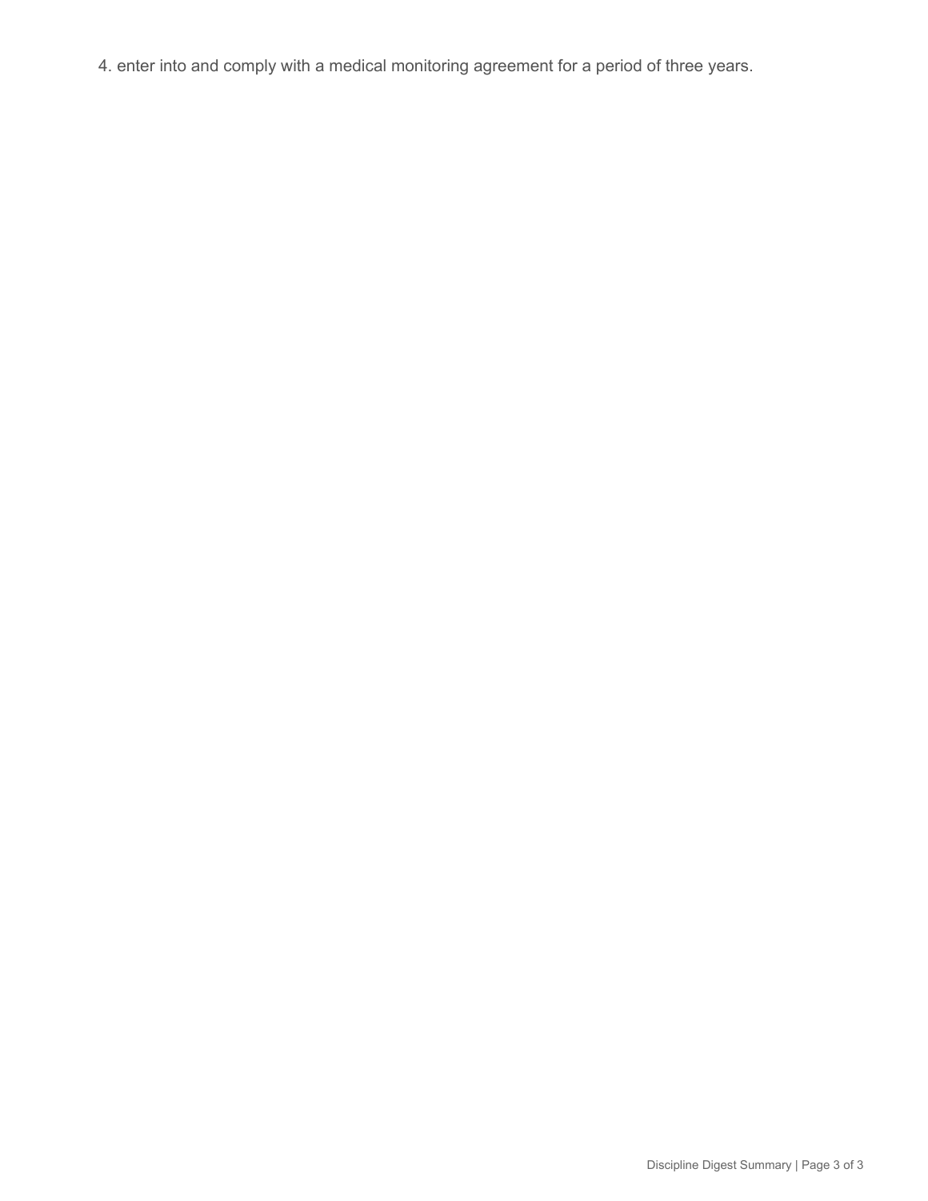4. enter into and comply with a medical monitoring agreement for a period of three years.